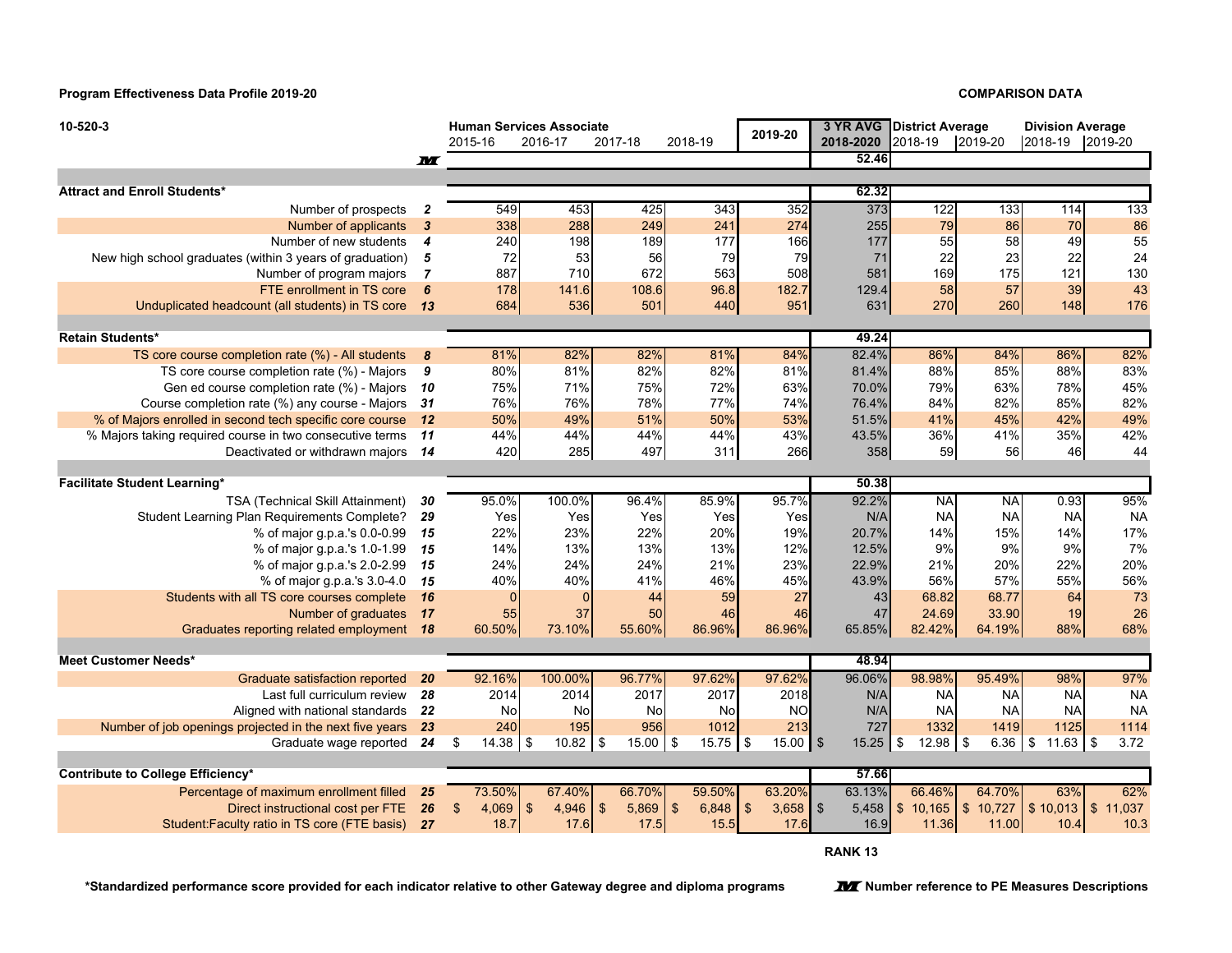**Program Effectiveness Data Profile 2019-20**

**COMPARISON DATA**

| 10-520-3 | M | Human Services Associate 2015-16 | 2016-17 | 2017-18 | 2018-19 | 2019-20 | 3 YR AVG 2018-2020 | District Average 2018-19 | 2019-20 | Division Average 2018-19 | 2019-20 |
|---|---|---|---|---|---|---|---|---|---|---|---|
| | | | | | | | 52.46 | | | | |
| **Attract and Enroll Students*** | | | | | | | 62.32 | | | | |
| Number of prospects | 2 | 549 | 453 | 425 | 343 | 352 | 373 | 122 | 133 | 114 | 133 |
| Number of applicants | 3 | 338 | 288 | 249 | 241 | 274 | 255 | 79 | 86 | 70 | 86 |
| Number of new students | 4 | 240 | 198 | 189 | 177 | 166 | 177 | 55 | 58 | 49 | 55 |
| New high school graduates (within 3 years of graduation) | 5 | 72 | 53 | 56 | 79 | 79 | 71 | 22 | 23 | 22 | 24 |
| Number of program majors | 7 | 887 | 710 | 672 | 563 | 508 | 581 | 169 | 175 | 121 | 130 |
| FTE enrollment in TS core | 6 | 178 | 141.6 | 108.6 | 96.8 | 182.7 | 129.4 | 58 | 57 | 39 | 43 |
| Unduplicated headcount (all students) in TS core | 13 | 684 | 536 | 501 | 440 | 951 | 631 | 270 | 260 | 148 | 176 |
| **Retain Students*** | | | | | | | 49.24 | | | | |
| TS core course completion rate (%) - All students | 8 | 81% | 82% | 82% | 81% | 84% | 82.4% | 86% | 84% | 86% | 82% |
| TS core course completion rate (%) - Majors | 9 | 80% | 81% | 82% | 82% | 81% | 81.4% | 88% | 85% | 88% | 83% |
| Gen ed course completion rate (%) - Majors | 10 | 75% | 71% | 75% | 72% | 63% | 70.0% | 79% | 63% | 78% | 45% |
| Course completion rate (%) any course - Majors | 31 | 76% | 76% | 78% | 77% | 74% | 76.4% | 84% | 82% | 85% | 82% |
| % of Majors enrolled in second tech specific core course | 12 | 50% | 49% | 51% | 50% | 53% | 51.5% | 41% | 45% | 42% | 49% |
| % Majors taking required course in two consecutive terms | 11 | 44% | 44% | 44% | 44% | 43% | 43.5% | 36% | 41% | 35% | 42% |
| Deactivated or withdrawn majors | 14 | 420 | 285 | 497 | 311 | 266 | 358 | 59 | 56 | 46 | 44 |
| **Facilitate Student Learning*** | | | | | | | 50.38 | | | | |
| TSA (Technical Skill Attainment) | 30 | 95.0% | 100.0% | 96.4% | 85.9% | 95.7% | 92.2% | NA | NA | 0.93 | 95% |
| Student Learning Plan Requirements Complete? | 29 | Yes | Yes | Yes | Yes | Yes | N/A | NA | NA | NA | NA |
| % of major g.p.a.'s 0.0-0.99 | 15 | 22% | 23% | 22% | 20% | 19% | 20.7% | 14% | 15% | 14% | 17% |
| % of major g.p.a.'s 1.0-1.99 | 15 | 14% | 13% | 13% | 13% | 12% | 12.5% | 9% | 9% | 9% | 7% |
| % of major g.p.a.'s 2.0-2.99 | 15 | 24% | 24% | 24% | 21% | 23% | 22.9% | 21% | 20% | 22% | 20% |
| % of major g.p.a.'s 3.0-4.0 | 15 | 40% | 40% | 41% | 46% | 45% | 43.9% | 56% | 57% | 55% | 56% |
| Students with all TS core courses complete | 16 | 0 | 0 | 44 | 59 | 27 | 43 | 68.82 | 68.77 | 64 | 73 |
| Number of graduates | 17 | 55 | 37 | 50 | 46 | 46 | 47 | 24.69 | 33.90 | 19 | 26 |
| Graduates reporting related employment | 18 | 60.50% | 73.10% | 55.60% | 86.96% | 86.96% | 65.85% | 82.42% | 64.19% | 88% | 68% |
| **Meet Customer Needs*** | | | | | | | 48.94 | | | | |
| Graduate satisfaction reported | 20 | 92.16% | 100.00% | 96.77% | 97.62% | 97.62% | 96.06% | 98.98% | 95.49% | 98% | 97% |
| Last full curriculum review | 28 | 2014 | 2014 | 2017 | 2017 | 2018 | N/A | NA | NA | NA | NA |
| Aligned with national standards | 22 | No | No | No | No | NO | N/A | NA | NA | NA | NA |
| Number of job openings projected in the next five years | 23 | 240 | 195 | 956 | 1012 | 213 | 727 | 1332 | 1419 | 1125 | 1114 |
| Graduate wage reported | 24 | $ 14.38 | $ 10.82 | $ 15.00 | $ 15.75 | $ 15.00 | $ 15.25 | $ 12.98 | $ 6.36 | $ 11.63 | $ 3.72 |
| **Contribute to College Efficiency*** | | | | | | | 57.66 | | | | |
| Percentage of maximum enrollment filled | 25 | 73.50% | 67.40% | 66.70% | 59.50% | 63.20% | 63.13% | 66.46% | 64.70% | 63% | 62% |
| Direct instructional cost per FTE | 26 | $ 4,069 | $ 4,946 | $ 5,869 | $ 6,848 | $ 3,658 | $ 5,458 | $ 10,165 | $ 10,727 | $ 10,013 | $ 11,037 |
| Student:Faculty ratio in TS core (FTE basis) | 27 | 18.7 | 17.6 | 17.5 | 15.5 | 17.6 | 16.9 | 11.36 | 11.00 | 10.4 | 10.3 |

**RANK 13**

**\*Standardized performance score provided for each indicator relative to other Gateway degree and diploma programs**

**M Number reference to PE Measures Descriptions**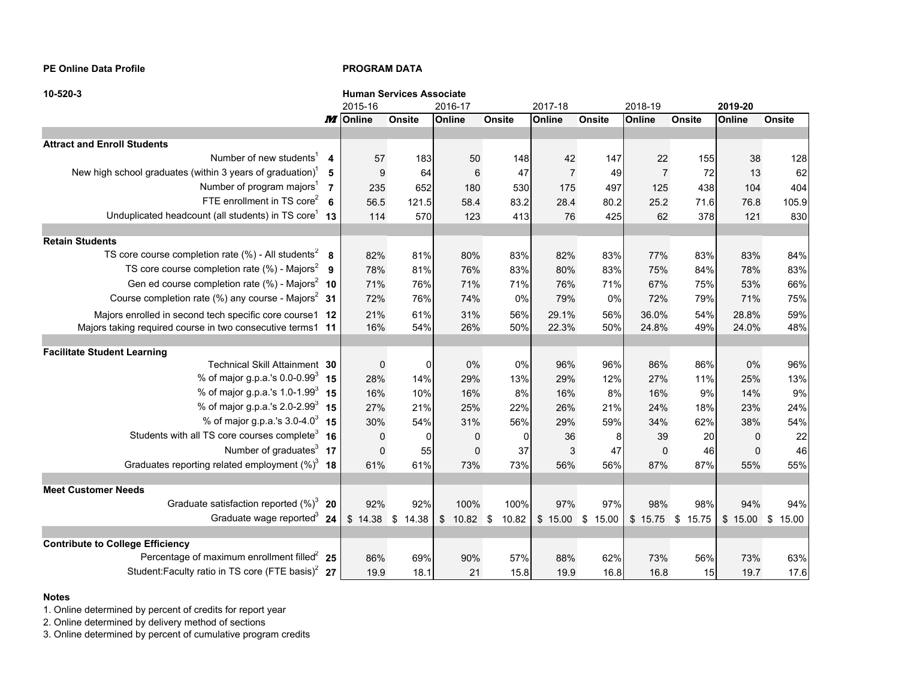**PE Online Data Profile** **PROGRAM DATA**

**10-520-3** **Human Services Associate**

| | | 2015-16 | | 2016-17 | | 2017-18 | | 2018-19 | | 2019-20 | |
|---|---|---|---|---|---|---|---|---|---|---|---|
| | M | Online | Onsite | Online | Onsite | Online | Onsite | Online | Onsite | Online | Onsite |
| **Attract and Enroll Students** | | | | | | | | | | | |
| Number of new students[1] | 4 | 57 | 183 | 50 | 148 | 42 | 147 | 22 | 155 | 38 | 128 |
| New high school graduates (within 3 years of graduation)[1] | 5 | 9 | 64 | 6 | 47 | 7 | 49 | 7 | 72 | 13 | 62 |
| Number of program majors[1] | 7 | 235 | 652 | 180 | 530 | 175 | 497 | 125 | 438 | 104 | 404 |
| FTE enrollment in TS core[2] | 6 | 56.5 | 121.5 | 58.4 | 83.2 | 28.4 | 80.2 | 25.2 | 71.6 | 76.8 | 105.9 |
| Unduplicated headcount (all students) in TS core[1] | 13 | 114 | 570 | 123 | 413 | 76 | 425 | 62 | 378 | 121 | 830 |
| **Retain Students** | | | | | | | | | | | |
| TS core course completion rate (%) - All students[2] | 8 | 82% | 81% | 80% | 83% | 82% | 83% | 77% | 83% | 83% | 84% |
| TS core course completion rate (%) - Majors[2] | 9 | 78% | 81% | 76% | 83% | 80% | 83% | 75% | 84% | 78% | 83% |
| Gen ed course completion rate (%) - Majors[2] | 10 | 71% | 76% | 71% | 71% | 76% | 71% | 67% | 75% | 53% | 66% |
| Course completion rate (%) any course - Majors[2] | 31 | 72% | 76% | 74% | 0% | 79% | 0% | 72% | 79% | 71% | 75% |
| Majors enrolled in second tech specific core course1 | 12 | 21% | 61% | 31% | 56% | 29.1% | 56% | 36.0% | 54% | 28.8% | 59% |
| Majors taking required course in two consecutive terms1 | 11 | 16% | 54% | 26% | 50% | 22.3% | 50% | 24.8% | 49% | 24.0% | 48% |
| **Facilitate Student Learning** | | | | | | | | | | | |
| Technical Skill Attainment | 30 | 0 | 0 | 0% | 0% | 96% | 96% | 86% | 86% | 0% | 96% |
| % of major g.p.a.'s 0.0-0.99[3] | 15 | 28% | 14% | 29% | 13% | 29% | 12% | 27% | 11% | 25% | 13% |
| % of major g.p.a.'s 1.0-1.99[3] | 15 | 16% | 10% | 16% | 8% | 16% | 8% | 16% | 9% | 14% | 9% |
| % of major g.p.a.'s 2.0-2.99[3] | 15 | 27% | 21% | 25% | 22% | 26% | 21% | 24% | 18% | 23% | 24% |
| % of major g.p.a.'s 3.0-4.0[3] | 15 | 30% | 54% | 31% | 56% | 29% | 59% | 34% | 62% | 38% | 54% |
| Students with all TS core courses complete[3] | 16 | 0 | 0 | 0 | 0 | 36 | 8 | 39 | 20 | 0 | 22 |
| Number of graduates[3] | 17 | 0 | 55 | 0 | 37 | 3 | 47 | 0 | 46 | 0 | 46 |
| Graduates reporting related employment (%)[3] | 18 | 61% | 61% | 73% | 73% | 56% | 56% | 87% | 87% | 55% | 55% |
| **Meet Customer Needs** | | | | | | | | | | | |
| Graduate satisfaction reported (%)[3] | 20 | 92% | 92% | 100% | 100% | 97% | 97% | 98% | 98% | 94% | 94% |
| Graduate wage reported[3] | 24 | $ 14.38 | $ 14.38 | $ 10.82 | $ 10.82 | $ 15.00 | $ 15.00 | $ 15.75 | $ 15.75 | $ 15.00 | $ 15.00 |
| **Contribute to College Efficiency** | | | | | | | | | | | |
| Percentage of maximum enrollment filled[2] | 25 | 86% | 69% | 90% | 57% | 88% | 62% | 73% | 56% | 73% | 63% |
| Student:Faculty ratio in TS core (FTE basis)[2] | 27 | 19.9 | 18.1 | 21 | 15.8 | 19.9 | 16.8 | 16.8 | 15 | 19.7 | 17.6 |

**Notes**

1. Online determined by percent of credits for report year
2. Online determined by delivery method of sections
3. Online determined by percent of cumulative program credits